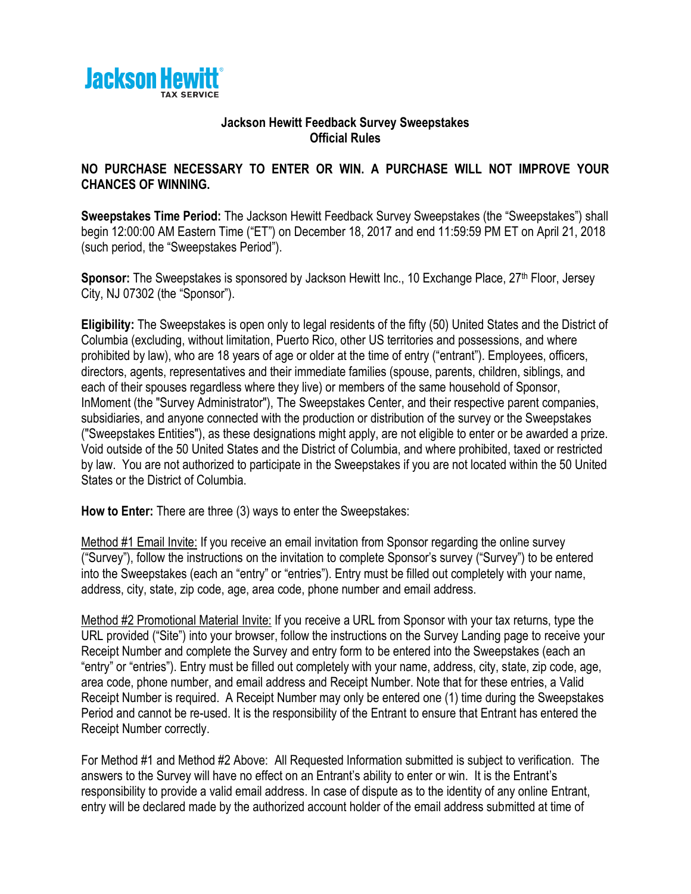Jackson Hewitt TAX SERVICE

# Jackson Hewitt Feedback Survey Sweepstakes
## Official Rules

**NO PURCHASE NECESSARY TO ENTER OR WIN. A PURCHASE WILL NOT IMPROVE YOUR CHANCES OF WINNING.**

**Sweepstakes Time Period:** The Jackson Hewitt Feedback Survey Sweepstakes (the "Sweepstakes") shall begin 12:00:00 AM Eastern Time ("ET") on December 18, 2017 and end 11:59:59 PM ET on April 21, 2018 (such period, the "Sweepstakes Period").

**Sponsor:** The Sweepstakes is sponsored by Jackson Hewitt Inc., 10 Exchange Place, 27th Floor, Jersey City, NJ 07302 (the "Sponsor").

**Eligibility:** The Sweepstakes is open only to legal residents of the fifty (50) United States and the District of Columbia (excluding, without limitation, Puerto Rico, other US territories and possessions, and where prohibited by law), who are 18 years of age or older at the time of entry ("entrant"). Employees, officers, directors, agents, representatives and their immediate families (spouse, parents, children, siblings, and each of their spouses regardless where they live) or members of the same household of Sponsor, InMoment (the "Survey Administrator"), The Sweepstakes Center, and their respective parent companies, subsidiaries, and anyone connected with the production or distribution of the survey or the Sweepstakes ("Sweepstakes Entities"), as these designations might apply, are not eligible to enter or be awarded a prize. Void outside of the 50 United States and the District of Columbia, and where prohibited, taxed or restricted by law. You are not authorized to participate in the Sweepstakes if you are not located within the 50 United States or the District of Columbia.

**How to Enter:** There are three (3) ways to enter the Sweepstakes:

Method #1 Email Invite: If you receive an email invitation from Sponsor regarding the online survey ("Survey"), follow the instructions on the invitation to complete Sponsor's survey ("Survey") to be entered into the Sweepstakes (each an "entry" or "entries"). Entry must be filled out completely with your name, address, city, state, zip code, age, area code, phone number and email address.

Method #2 Promotional Material Invite: If you receive a URL from Sponsor with your tax returns, type the URL provided ("Site") into your browser, follow the instructions on the Survey Landing page to receive your Receipt Number and complete the Survey and entry form to be entered into the Sweepstakes (each an "entry" or "entries"). Entry must be filled out completely with your name, address, city, state, zip code, age, area code, phone number, and email address and Receipt Number. Note that for these entries, a Valid Receipt Number is required. A Receipt Number may only be entered one (1) time during the Sweepstakes Period and cannot be re-used. It is the responsibility of the Entrant to ensure that Entrant has entered the Receipt Number correctly.

For Method #1 and Method #2 Above: All Requested Information submitted is subject to verification. The answers to the Survey will have no effect on an Entrant's ability to enter or win. It is the Entrant's responsibility to provide a valid email address. In case of dispute as to the identity of any online Entrant, entry will be declared made by the authorized account holder of the email address submitted at time of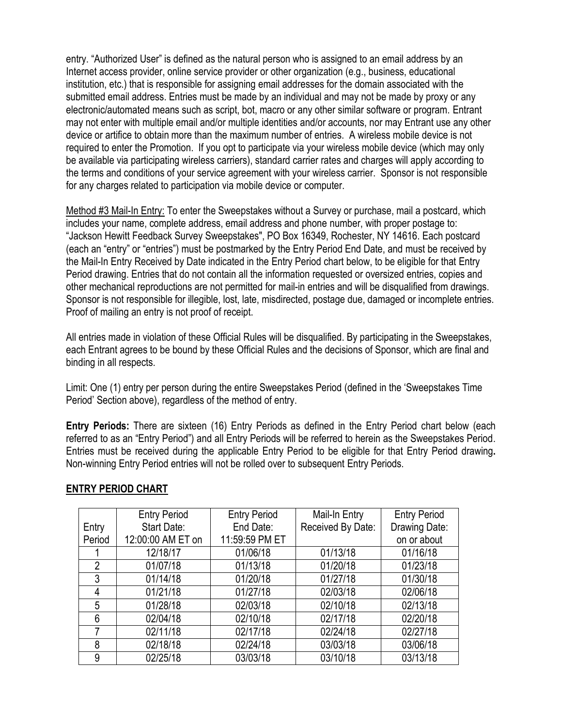entry. "Authorized User" is defined as the natural person who is assigned to an email address by an Internet access provider, online service provider or other organization (e.g., business, educational institution, etc.) that is responsible for assigning email addresses for the domain associated with the submitted email address. Entries must be made by an individual and may not be made by proxy or any electronic/automated means such as script, bot, macro or any other similar software or program. Entrant may not enter with multiple email and/or multiple identities and/or accounts, nor may Entrant use any other device or artifice to obtain more than the maximum number of entries. A wireless mobile device is not required to enter the Promotion. If you opt to participate via your wireless mobile device (which may only be available via participating wireless carriers), standard carrier rates and charges will apply according to the terms and conditions of your service agreement with your wireless carrier. Sponsor is not responsible for any charges related to participation via mobile device or computer.

<u>Method #3 Mail-In Entry:</u> To enter the Sweepstakes without a Survey or purchase, mail a postcard, which includes your name, complete address, email address and phone number, with proper postage to: "Jackson Hewitt Feedback Survey Sweepstakes", PO Box 16349, Rochester, NY 14616. Each postcard (each an "entry" or "entries") must be postmarked by the Entry Period End Date, and must be received by the Mail-In Entry Received by Date indicated in the Entry Period chart below, to be eligible for that Entry Period drawing. Entries that do not contain all the information requested or oversized entries, copies and other mechanical reproductions are not permitted for mail-in entries and will be disqualified from drawings. Sponsor is not responsible for illegible, lost, late, misdirected, postage due, damaged or incomplete entries. Proof of mailing an entry is not proof of receipt.

All entries made in violation of these Official Rules will be disqualified. By participating in the Sweepstakes, each Entrant agrees to be bound by these Official Rules and the decisions of Sponsor, which are final and binding in all respects.

Limit: One (1) entry per person during the entire Sweepstakes Period (defined in the 'Sweepstakes Time Period' Section above), regardless of the method of entry.

**Entry Periods:** There are sixteen (16) Entry Periods as defined in the Entry Period chart below (each referred to as an "Entry Period") and all Entry Periods will be referred to herein as the Sweepstakes Period. Entries must be received during the applicable Entry Period to be eligible for that Entry Period drawing**.** Non-winning Entry Period entries will not be rolled over to subsequent Entry Periods.

## ENTRY PERIOD CHART

| Entry Period | Entry Period Start Date: 12:00:00 AM ET on | Entry Period End Date: 11:59:59 PM ET | Mail-In Entry Received By Date: | Entry Period Drawing Date: on or about |
|---|---|---|---|---|
| 1 | 12/18/17 | 01/06/18 | 01/13/18 | 01/16/18 |
| 2 | 01/07/18 | 01/13/18 | 01/20/18 | 01/23/18 |
| 3 | 01/14/18 | 01/20/18 | 01/27/18 | 01/30/18 |
| 4 | 01/21/18 | 01/27/18 | 02/03/18 | 02/06/18 |
| 5 | 01/28/18 | 02/03/18 | 02/10/18 | 02/13/18 |
| 6 | 02/04/18 | 02/10/18 | 02/17/18 | 02/20/18 |
| 7 | 02/11/18 | 02/17/18 | 02/24/18 | 02/27/18 |
| 8 | 02/18/18 | 02/24/18 | 03/03/18 | 03/06/18 |
| 9 | 02/25/18 | 03/03/18 | 03/10/18 | 03/13/18 |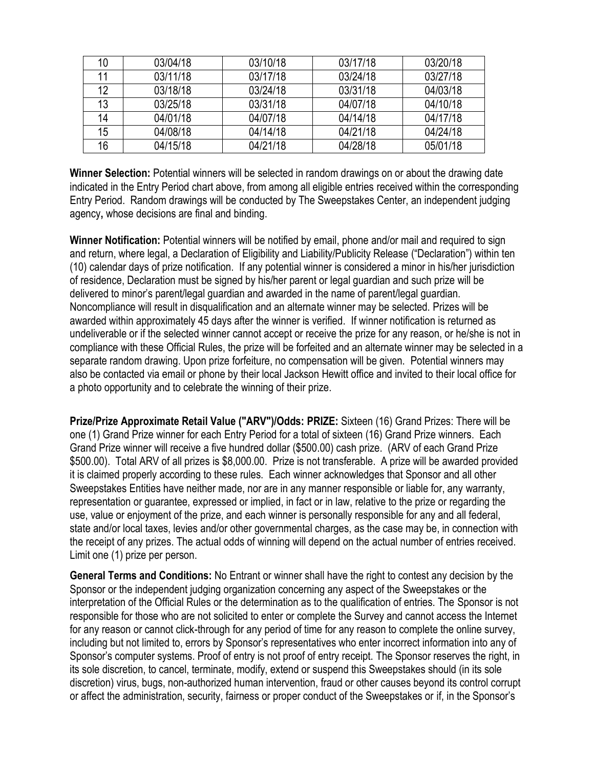| 10 | 03/04/18 | 03/10/18 | 03/17/18 | 03/20/18 |
|---|---|---|---|---|
| 11 | 03/11/18 | 03/17/18 | 03/24/18 | 03/27/18 |
| 12 | 03/18/18 | 03/24/18 | 03/31/18 | 04/03/18 |
| 13 | 03/25/18 | 03/31/18 | 04/07/18 | 04/10/18 |
| 14 | 04/01/18 | 04/07/18 | 04/14/18 | 04/17/18 |
| 15 | 04/08/18 | 04/14/18 | 04/21/18 | 04/24/18 |
| 16 | 04/15/18 | 04/21/18 | 04/28/18 | 05/01/18 |

**Winner Selection:** Potential winners will be selected in random drawings on or about the drawing date indicated in the Entry Period chart above, from among all eligible entries received within the corresponding Entry Period. Random drawings will be conducted by The Sweepstakes Center, an independent judging agency**,** whose decisions are final and binding.

**Winner Notification:** Potential winners will be notified by email, phone and/or mail and required to sign and return, where legal, a Declaration of Eligibility and Liability/Publicity Release ("Declaration") within ten (10) calendar days of prize notification. If any potential winner is considered a minor in his/her jurisdiction of residence, Declaration must be signed by his/her parent or legal guardian and such prize will be delivered to minor's parent/legal guardian and awarded in the name of parent/legal guardian. Noncompliance will result in disqualification and an alternate winner may be selected. Prizes will be awarded within approximately 45 days after the winner is verified. If winner notification is returned as undeliverable or if the selected winner cannot accept or receive the prize for any reason, or he/she is not in compliance with these Official Rules, the prize will be forfeited and an alternate winner may be selected in a separate random drawing. Upon prize forfeiture, no compensation will be given. Potential winners may also be contacted via email or phone by their local Jackson Hewitt office and invited to their local office for a photo opportunity and to celebrate the winning of their prize.

**Prize/Prize Approximate Retail Value ("ARV")/Odds: PRIZE:** Sixteen (16) Grand Prizes: There will be one (1) Grand Prize winner for each Entry Period for a total of sixteen (16) Grand Prize winners. Each Grand Prize winner will receive a five hundred dollar ($500.00) cash prize. (ARV of each Grand Prize $500.00). Total ARV of all prizes is $8,000.00. Prize is not transferable. A prize will be awarded provided it is claimed properly according to these rules. Each winner acknowledges that Sponsor and all other Sweepstakes Entities have neither made, nor are in any manner responsible or liable for, any warranty, representation or guarantee, expressed or implied, in fact or in law, relative to the prize or regarding the use, value or enjoyment of the prize, and each winner is personally responsible for any and all federal, state and/or local taxes, levies and/or other governmental charges, as the case may be, in connection with the receipt of any prizes. The actual odds of winning will depend on the actual number of entries received. Limit one (1) prize per person.

**General Terms and Conditions:** No Entrant or winner shall have the right to contest any decision by the Sponsor or the independent judging organization concerning any aspect of the Sweepstakes or the interpretation of the Official Rules or the determination as to the qualification of entries. The Sponsor is not responsible for those who are not solicited to enter or complete the Survey and cannot access the Internet for any reason or cannot click-through for any period of time for any reason to complete the online survey, including but not limited to, errors by Sponsor's representatives who enter incorrect information into any of Sponsor's computer systems. Proof of entry is not proof of entry receipt. The Sponsor reserves the right, in its sole discretion, to cancel, terminate, modify, extend or suspend this Sweepstakes should (in its sole discretion) virus, bugs, non-authorized human intervention, fraud or other causes beyond its control corrupt or affect the administration, security, fairness or proper conduct of the Sweepstakes or if, in the Sponsor's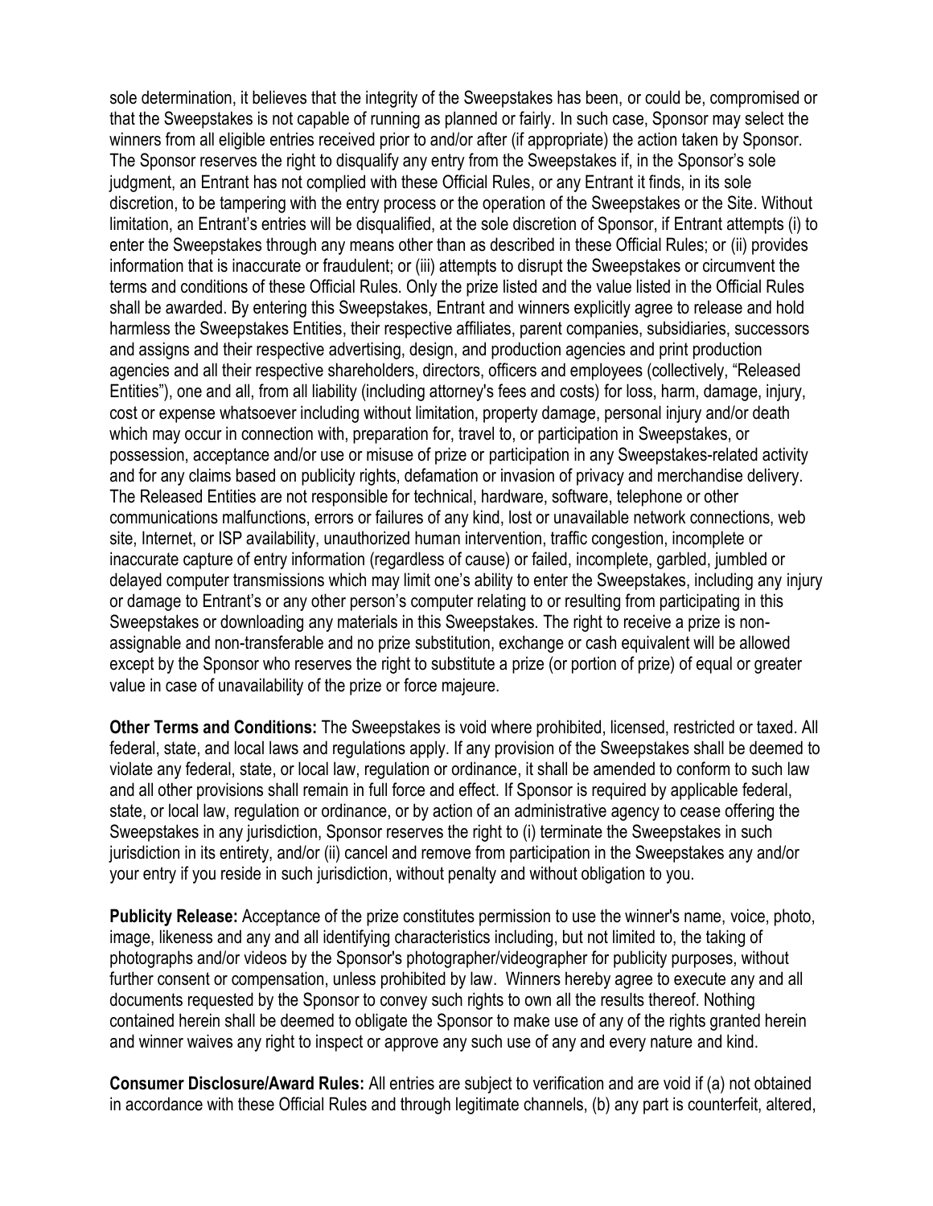sole determination, it believes that the integrity of the Sweepstakes has been, or could be, compromised or that the Sweepstakes is not capable of running as planned or fairly. In such case, Sponsor may select the winners from all eligible entries received prior to and/or after (if appropriate) the action taken by Sponsor. The Sponsor reserves the right to disqualify any entry from the Sweepstakes if, in the Sponsor's sole judgment, an Entrant has not complied with these Official Rules, or any Entrant it finds, in its sole discretion, to be tampering with the entry process or the operation of the Sweepstakes or the Site. Without limitation, an Entrant's entries will be disqualified, at the sole discretion of Sponsor, if Entrant attempts (i) to enter the Sweepstakes through any means other than as described in these Official Rules; or (ii) provides information that is inaccurate or fraudulent; or (iii) attempts to disrupt the Sweepstakes or circumvent the terms and conditions of these Official Rules. Only the prize listed and the value listed in the Official Rules shall be awarded. By entering this Sweepstakes, Entrant and winners explicitly agree to release and hold harmless the Sweepstakes Entities, their respective affiliates, parent companies, subsidiaries, successors and assigns and their respective advertising, design, and production agencies and print production agencies and all their respective shareholders, directors, officers and employees (collectively, "Released Entities"), one and all, from all liability (including attorney's fees and costs) for loss, harm, damage, injury, cost or expense whatsoever including without limitation, property damage, personal injury and/or death which may occur in connection with, preparation for, travel to, or participation in Sweepstakes, or possession, acceptance and/or use or misuse of prize or participation in any Sweepstakes-related activity and for any claims based on publicity rights, defamation or invasion of privacy and merchandise delivery. The Released Entities are not responsible for technical, hardware, software, telephone or other communications malfunctions, errors or failures of any kind, lost or unavailable network connections, web site, Internet, or ISP availability, unauthorized human intervention, traffic congestion, incomplete or inaccurate capture of entry information (regardless of cause) or failed, incomplete, garbled, jumbled or delayed computer transmissions which may limit one's ability to enter the Sweepstakes, including any injury or damage to Entrant's or any other person's computer relating to or resulting from participating in this Sweepstakes or downloading any materials in this Sweepstakes. The right to receive a prize is non-assignable and non-transferable and no prize substitution, exchange or cash equivalent will be allowed except by the Sponsor who reserves the right to substitute a prize (or portion of prize) of equal or greater value in case of unavailability of the prize or force majeure.

**Other Terms and Conditions:** The Sweepstakes is void where prohibited, licensed, restricted or taxed. All federal, state, and local laws and regulations apply. If any provision of the Sweepstakes shall be deemed to violate any federal, state, or local law, regulation or ordinance, it shall be amended to conform to such law and all other provisions shall remain in full force and effect. If Sponsor is required by applicable federal, state, or local law, regulation or ordinance, or by action of an administrative agency to cease offering the Sweepstakes in any jurisdiction, Sponsor reserves the right to (i) terminate the Sweepstakes in such jurisdiction in its entirety, and/or (ii) cancel and remove from participation in the Sweepstakes any and/or your entry if you reside in such jurisdiction, without penalty and without obligation to you.

**Publicity Release:** Acceptance of the prize constitutes permission to use the winner's name, voice, photo, image, likeness and any and all identifying characteristics including, but not limited to, the taking of photographs and/or videos by the Sponsor's photographer/videographer for publicity purposes, without further consent or compensation, unless prohibited by law. Winners hereby agree to execute any and all documents requested by the Sponsor to convey such rights to own all the results thereof. Nothing contained herein shall be deemed to obligate the Sponsor to make use of any of the rights granted herein and winner waives any right to inspect or approve any such use of any and every nature and kind.

**Consumer Disclosure/Award Rules:** All entries are subject to verification and are void if (a) not obtained in accordance with these Official Rules and through legitimate channels, (b) any part is counterfeit, altered,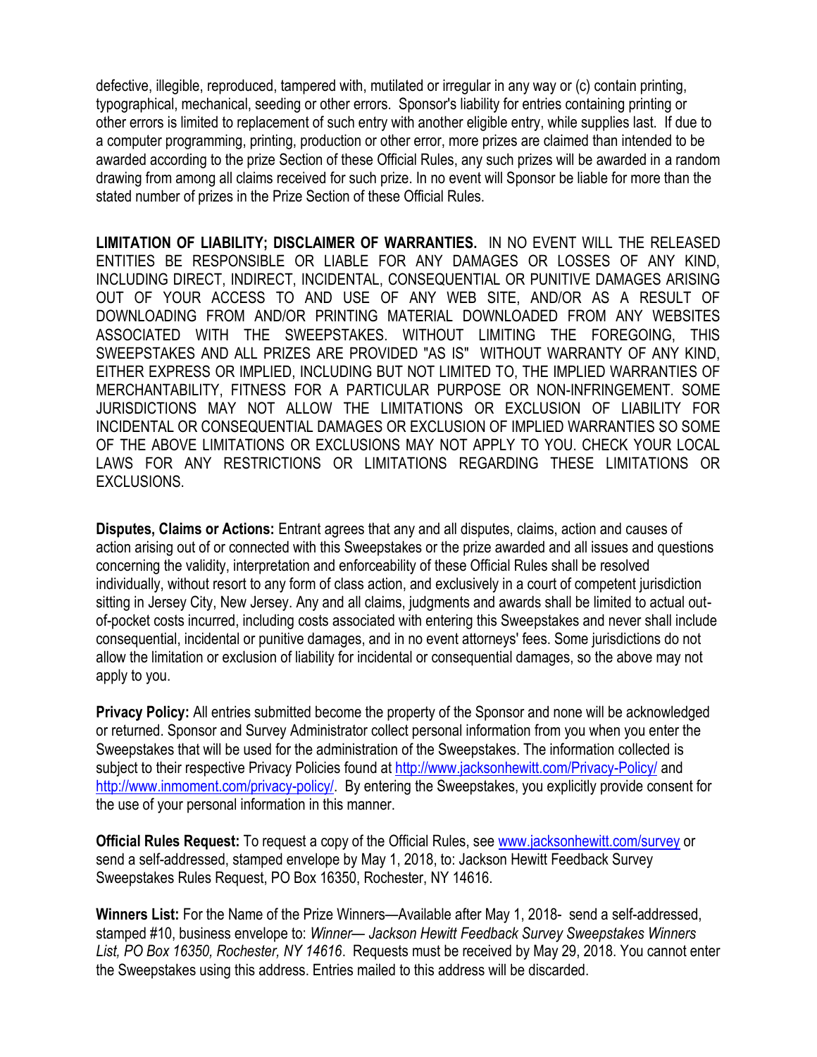defective, illegible, reproduced, tampered with, mutilated or irregular in any way or (c) contain printing, typographical, mechanical, seeding or other errors. Sponsor's liability for entries containing printing or other errors is limited to replacement of such entry with another eligible entry, while supplies last. If due to a computer programming, printing, production or other error, more prizes are claimed than intended to be awarded according to the prize Section of these Official Rules, any such prizes will be awarded in a random drawing from among all claims received for such prize. In no event will Sponsor be liable for more than the stated number of prizes in the Prize Section of these Official Rules.

**LIMITATION OF LIABILITY; DISCLAIMER OF WARRANTIES.** IN NO EVENT WILL THE RELEASED ENTITIES BE RESPONSIBLE OR LIABLE FOR ANY DAMAGES OR LOSSES OF ANY KIND, INCLUDING DIRECT, INDIRECT, INCIDENTAL, CONSEQUENTIAL OR PUNITIVE DAMAGES ARISING OUT OF YOUR ACCESS TO AND USE OF ANY WEB SITE, AND/OR AS A RESULT OF DOWNLOADING FROM AND/OR PRINTING MATERIAL DOWNLOADED FROM ANY WEBSITES ASSOCIATED WITH THE SWEEPSTAKES. WITHOUT LIMITING THE FOREGOING, THIS SWEEPSTAKES AND ALL PRIZES ARE PROVIDED "AS IS" WITHOUT WARRANTY OF ANY KIND, EITHER EXPRESS OR IMPLIED, INCLUDING BUT NOT LIMITED TO, THE IMPLIED WARRANTIES OF MERCHANTABILITY, FITNESS FOR A PARTICULAR PURPOSE OR NON-INFRINGEMENT. SOME JURISDICTIONS MAY NOT ALLOW THE LIMITATIONS OR EXCLUSION OF LIABILITY FOR INCIDENTAL OR CONSEQUENTIAL DAMAGES OR EXCLUSION OF IMPLIED WARRANTIES SO SOME OF THE ABOVE LIMITATIONS OR EXCLUSIONS MAY NOT APPLY TO YOU. CHECK YOUR LOCAL LAWS FOR ANY RESTRICTIONS OR LIMITATIONS REGARDING THESE LIMITATIONS OR EXCLUSIONS.

**Disputes, Claims or Actions:** Entrant agrees that any and all disputes, claims, action and causes of action arising out of or connected with this Sweepstakes or the prize awarded and all issues and questions concerning the validity, interpretation and enforceability of these Official Rules shall be resolved individually, without resort to any form of class action, and exclusively in a court of competent jurisdiction sitting in Jersey City, New Jersey. Any and all claims, judgments and awards shall be limited to actual out-of-pocket costs incurred, including costs associated with entering this Sweepstakes and never shall include consequential, incidental or punitive damages, and in no event attorneys' fees. Some jurisdictions do not allow the limitation or exclusion of liability for incidental or consequential damages, so the above may not apply to you.

**Privacy Policy:** All entries submitted become the property of the Sponsor and none will be acknowledged or returned. Sponsor and Survey Administrator collect personal information from you when you enter the Sweepstakes that will be used for the administration of the Sweepstakes. The information collected is subject to their respective Privacy Policies found at http://www.jacksonhewitt.com/Privacy-Policy/ and http://www.inmoment.com/privacy-policy/. By entering the Sweepstakes, you explicitly provide consent for the use of your personal information in this manner.

**Official Rules Request:** To request a copy of the Official Rules, see www.jacksonhewitt.com/survey or send a self-addressed, stamped envelope by May 1, 2018, to: Jackson Hewitt Feedback Survey Sweepstakes Rules Request, PO Box 16350, Rochester, NY 14616.

**Winners List:** For the Name of the Prize Winners—Available after May 1, 2018- send a self-addressed, stamped #10, business envelope to: *Winner— Jackson Hewitt Feedback Survey Sweepstakes Winners List, PO Box 16350, Rochester, NY 14616*. Requests must be received by May 29, 2018. You cannot enter the Sweepstakes using this address. Entries mailed to this address will be discarded.